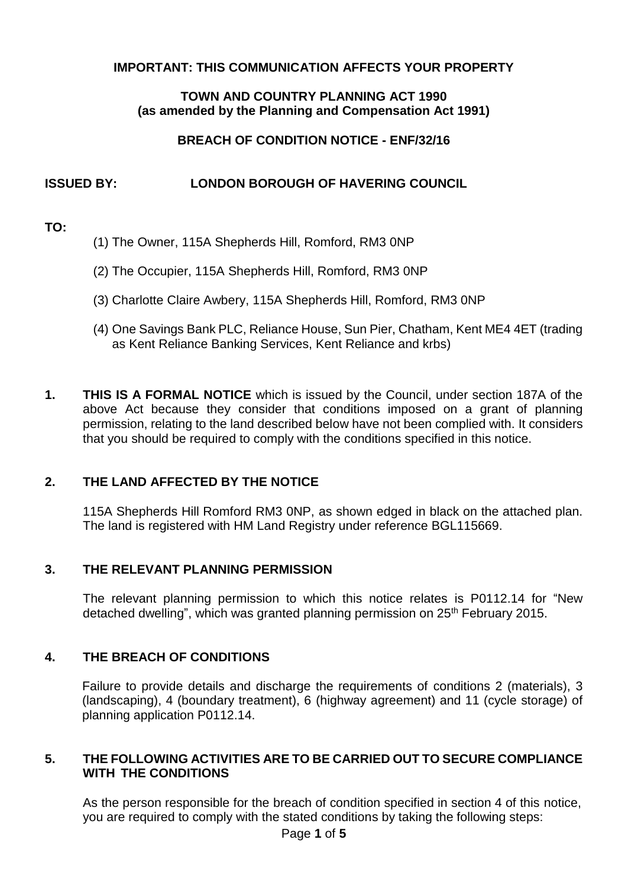**IMPORTANT: THIS COMMUNICATION AFFECTS YOUR PROPERTY**

**TOWN AND COUNTRY PLANNING ACT 1990**
**(as amended by the Planning and Compensation Act 1991)**

**BREACH OF CONDITION NOTICE - ENF/32/16**

**ISSUED BY: LONDON BOROUGH OF HAVERING COUNCIL**

**TO:**

(1) The Owner, 115A Shepherds Hill, Romford, RM3 0NP

(2) The Occupier, 115A Shepherds Hill, Romford, RM3 0NP

(3) Charlotte Claire Awbery, 115A Shepherds Hill, Romford, RM3 0NP

(4) One Savings Bank PLC, Reliance House, Sun Pier, Chatham, Kent ME4 4ET (trading as Kent Reliance Banking Services, Kent Reliance and krbs)

**1. THIS IS A FORMAL NOTICE** which is issued by the Council, under section 187A of the above Act because they consider that conditions imposed on a grant of planning permission, relating to the land described below have not been complied with. It considers that you should be required to comply with the conditions specified in this notice.

## 2. THE LAND AFFECTED BY THE NOTICE

115A Shepherds Hill Romford RM3 0NP, as shown edged in black on the attached plan. The land is registered with HM Land Registry under reference BGL115669.

## 3. THE RELEVANT PLANNING PERMISSION

The relevant planning permission to which this notice relates is P0112.14 for "New detached dwelling", which was granted planning permission on 25th February 2015.

## 4. THE BREACH OF CONDITIONS

Failure to provide details and discharge the requirements of conditions 2 (materials), 3 (landscaping), 4 (boundary treatment), 6 (highway agreement) and 11 (cycle storage) of planning application P0112.14.

## 5. THE FOLLOWING ACTIVITIES ARE TO BE CARRIED OUT TO SECURE COMPLIANCE WITH THE CONDITIONS

As the person responsible for the breach of condition specified in section 4 of this notice, you are required to comply with the stated conditions by taking the following steps: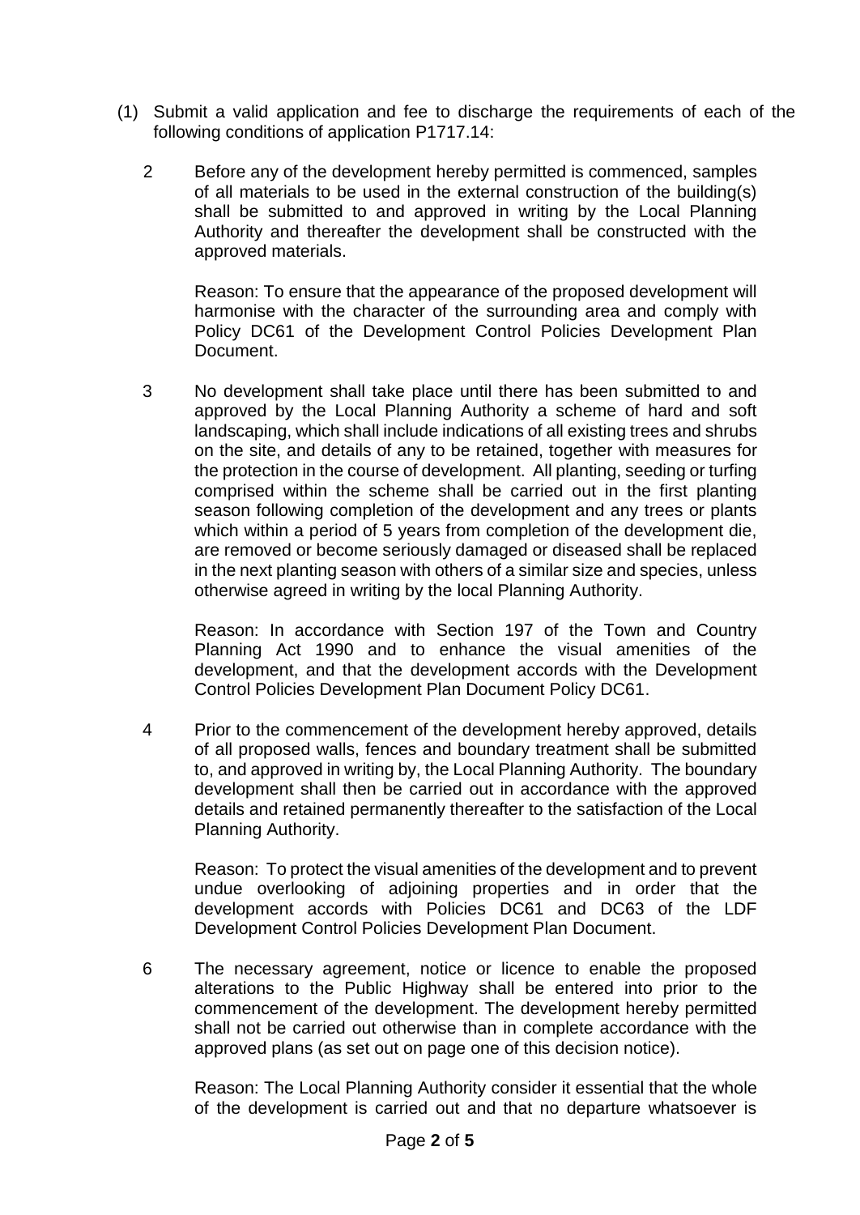(1) Submit a valid application and fee to discharge the requirements of each of the following conditions of application P1717.14:

2 Before any of the development hereby permitted is commenced, samples of all materials to be used in the external construction of the building(s) shall be submitted to and approved in writing by the Local Planning Authority and thereafter the development shall be constructed with the approved materials.

Reason: To ensure that the appearance of the proposed development will harmonise with the character of the surrounding area and comply with Policy DC61 of the Development Control Policies Development Plan Document.

3 No development shall take place until there has been submitted to and approved by the Local Planning Authority a scheme of hard and soft landscaping, which shall include indications of all existing trees and shrubs on the site, and details of any to be retained, together with measures for the protection in the course of development. All planting, seeding or turfing comprised within the scheme shall be carried out in the first planting season following completion of the development and any trees or plants which within a period of 5 years from completion of the development die, are removed or become seriously damaged or diseased shall be replaced in the next planting season with others of a similar size and species, unless otherwise agreed in writing by the local Planning Authority.

Reason: In accordance with Section 197 of the Town and Country Planning Act 1990 and to enhance the visual amenities of the development, and that the development accords with the Development Control Policies Development Plan Document Policy DC61.

4 Prior to the commencement of the development hereby approved, details of all proposed walls, fences and boundary treatment shall be submitted to, and approved in writing by, the Local Planning Authority. The boundary development shall then be carried out in accordance with the approved details and retained permanently thereafter to the satisfaction of the Local Planning Authority.

Reason: To protect the visual amenities of the development and to prevent undue overlooking of adjoining properties and in order that the development accords with Policies DC61 and DC63 of the LDF Development Control Policies Development Plan Document.

6 The necessary agreement, notice or licence to enable the proposed alterations to the Public Highway shall be entered into prior to the commencement of the development. The development hereby permitted shall not be carried out otherwise than in complete accordance with the approved plans (as set out on page one of this decision notice).

Reason: The Local Planning Authority consider it essential that the whole of the development is carried out and that no departure whatsoever is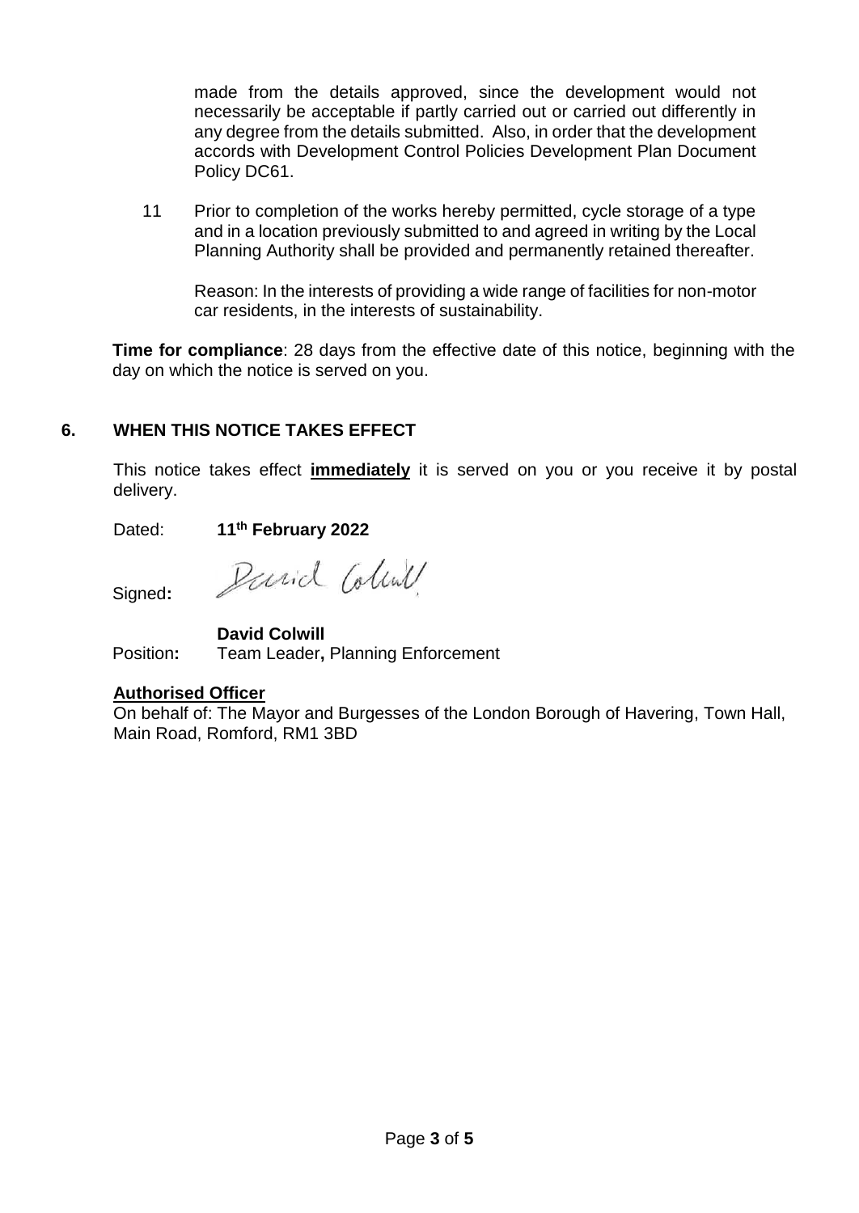made from the details approved, since the development would not necessarily be acceptable if partly carried out or carried out differently in any degree from the details submitted. Also, in order that the development accords with Development Control Policies Development Plan Document Policy DC61.

11 Prior to completion of the works hereby permitted, cycle storage of a type and in a location previously submitted to and agreed in writing by the Local Planning Authority shall be provided and permanently retained thereafter.

Reason: In the interests of providing a wide range of facilities for non-motor car residents, in the interests of sustainability.

**Time for compliance**: 28 days from the effective date of this notice, beginning with the day on which the notice is served on you.

## 6. WHEN THIS NOTICE TAKES EFFECT

This notice takes effect **immediately** it is served on you or you receive it by postal delivery.

Dated: **11th February 2022**

Signed: David Colwill

**David Colwill**

Position: Team Leader, Planning Enforcement

**Authorised Officer**

On behalf of: The Mayor and Burgesses of the London Borough of Havering, Town Hall, Main Road, Romford, RM1 3BD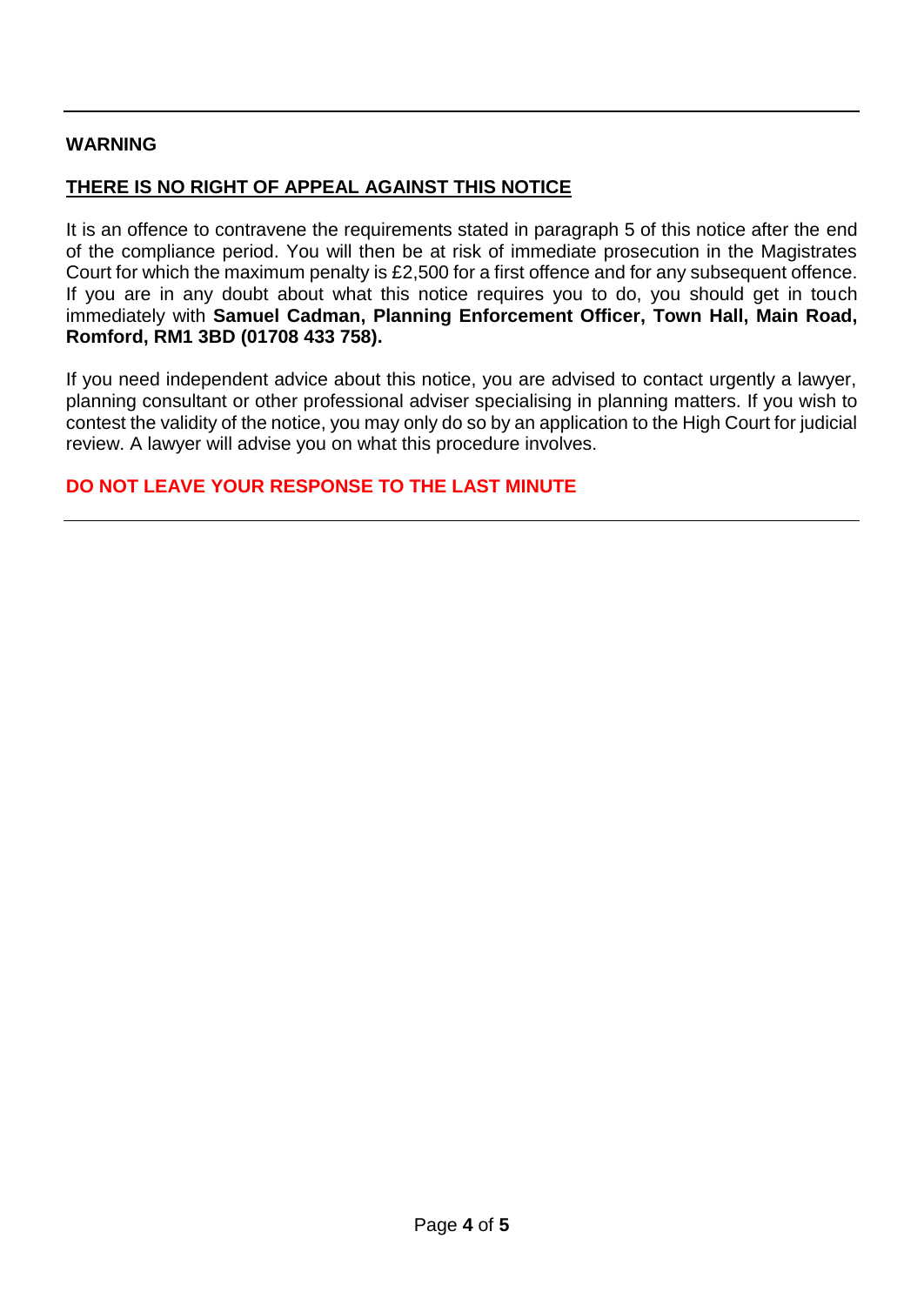---

**WARNING**

**THERE IS NO RIGHT OF APPEAL AGAINST THIS NOTICE**

It is an offence to contravene the requirements stated in paragraph 5 of this notice after the end of the compliance period. You will then be at risk of immediate prosecution in the Magistrates Court for which the maximum penalty is £2,500 for a first offence and for any subsequent offence. If you are in any doubt about what this notice requires you to do, you should get in touch immediately with **Samuel Cadman, Planning Enforcement Officer, Town Hall, Main Road, Romford, RM1 3BD (01708 433 758).**

If you need independent advice about this notice, you are advised to contact urgently a lawyer, planning consultant or other professional adviser specialising in planning matters. If you wish to contest the validity of the notice, you may only do so by an application to the High Court for judicial review. A lawyer will advise you on what this procedure involves.

**DO NOT LEAVE YOUR RESPONSE TO THE LAST MINUTE**

---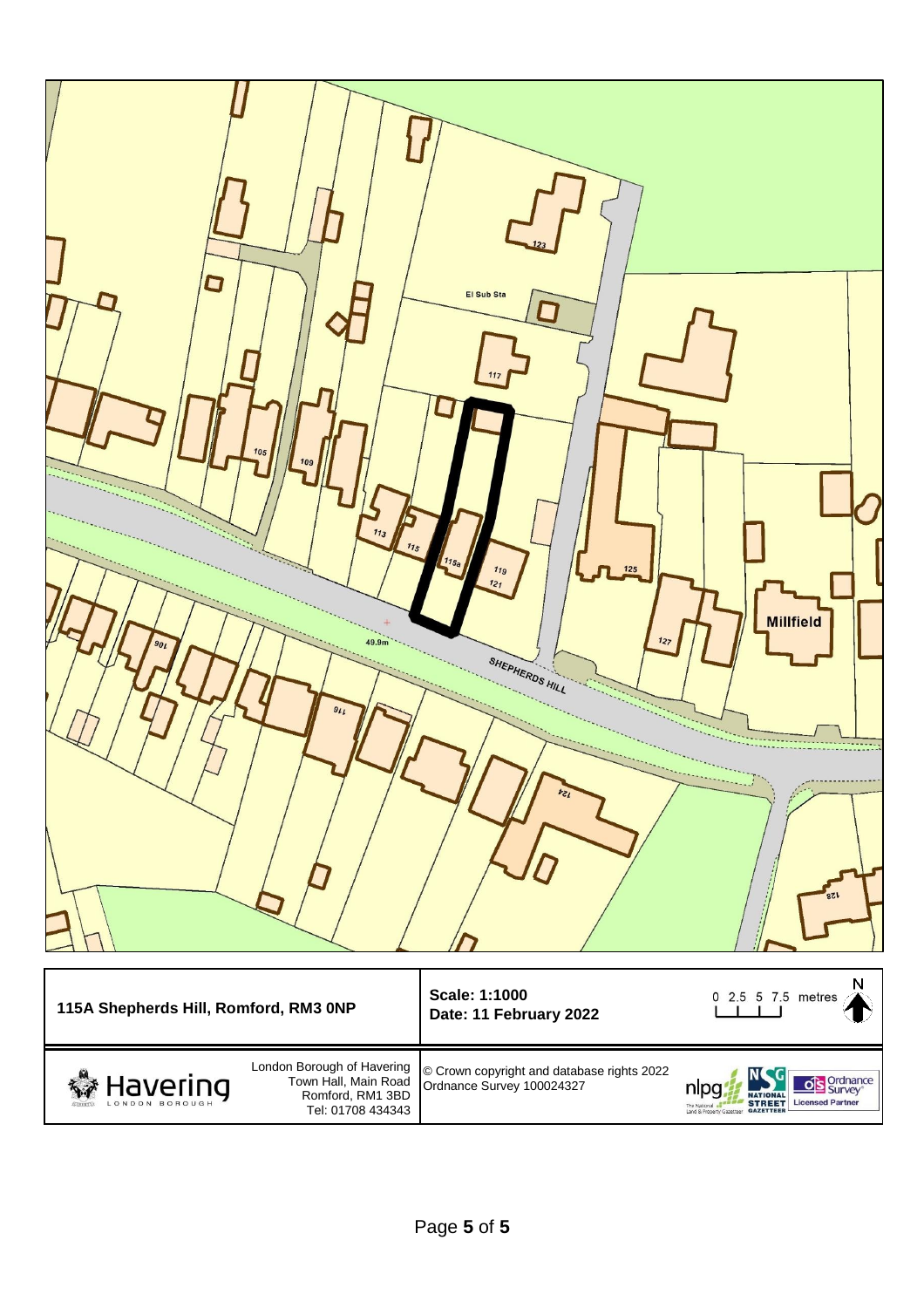El Sub Sta

123

117

105

109

113

115

115a

119

121

125

127

Millfield

49.9m

SHEPHERDS HILL

106

116

124

128

**115A Shepherds Hill, Romford, RM3 0NP**

**Scale: 1:1000**
**Date: 11 February 2022**

0 2.5 5 7.5 metres

N

Havering
LONDON BOROUGH

London Borough of Havering
Town Hall, Main Road
Romford, RM1 3BD
Tel: 01708 434343

© Crown copyright and database rights 2022 Ordnance Survey 100024327

nlpg
The National Land & Property Gazetteer

NSG NATIONAL STREET GAZETTEER

Ordnance Survey Licensed Partner